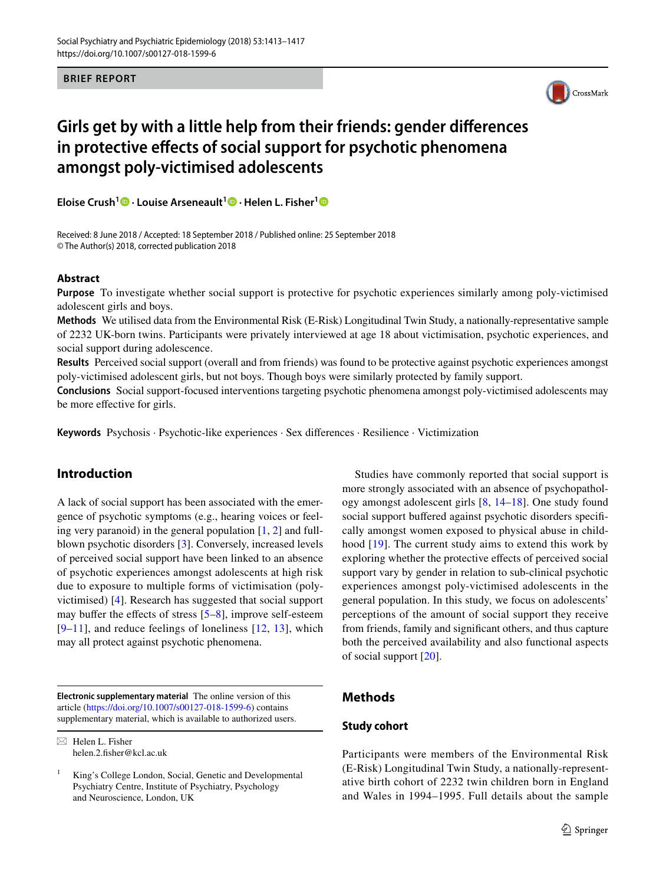BRIEF REPORT

# Girls get by with a little help from their friends: gender differences in protective effects of social support for psychotic phenomena amongst poly-victimised adolescents

**Eloise Crush[1] · Louise Arseneault[1] · Helen L. Fisher[1]**

Received: 8 June 2018 / Accepted: 18 September 2018 / Published online: 25 September 2018
© The Author(s) 2018, corrected publication 2018

## Abstract

**Purpose** To investigate whether social support is protective for psychotic experiences similarly among poly-victimised adolescent girls and boys.

**Methods** We utilised data from the Environmental Risk (E-Risk) Longitudinal Twin Study, a nationally-representative sample of 2232 UK-born twins. Participants were privately interviewed at age 18 about victimisation, psychotic experiences, and social support during adolescence.

**Results** Perceived social support (overall and from friends) was found to be protective against psychotic experiences amongst poly-victimised adolescent girls, but not boys. Though boys were similarly protected by family support.

**Conclusions** Social support-focused interventions targeting psychotic phenomena amongst poly-victimised adolescents may be more effective for girls.

**Keywords** Psychosis · Psychotic-like experiences · Sex differences · Resilience · Victimization

## Introduction

A lack of social support has been associated with the emergence of psychotic symptoms (e.g., hearing voices or feeling very paranoid) in the general population [1, 2] and full-blown psychotic disorders [3]. Conversely, increased levels of perceived social support have been linked to an absence of psychotic experiences amongst adolescents at high risk due to exposure to multiple forms of victimisation (poly-victimised) [4]. Research has suggested that social support may buffer the effects of stress [5–8], improve self-esteem [9–11], and reduce feelings of loneliness [12, 13], which may all protect against psychotic phenomena.

Studies have commonly reported that social support is more strongly associated with an absence of psychopathology amongst adolescent girls [8, 14–18]. One study found social support buffered against psychotic disorders specifically amongst women exposed to physical abuse in childhood [19]. The current study aims to extend this work by exploring whether the protective effects of perceived social support vary by gender in relation to sub-clinical psychotic experiences amongst poly-victimised adolescents in the general population. In this study, we focus on adolescents' perceptions of the amount of social support they receive from friends, family and significant others, and thus capture both the perceived availability and also functional aspects of social support [20].

## Methods

### Study cohort

Participants were members of the Environmental Risk (E-Risk) Longitudinal Twin Study, a nationally-representative birth cohort of 2232 twin children born in England and Wales in 1994–1995. Full details about the sample

---

**Electronic supplementary material** The online version of this article (https://doi.org/10.1007/s00127-018-1599-6) contains supplementary material, which is available to authorized users.

✉ Helen L. Fisher
helen.2.fisher@kcl.ac.uk

[1] King's College London, Social, Genetic and Developmental Psychiatry Centre, Institute of Psychiatry, Psychology and Neuroscience, London, UK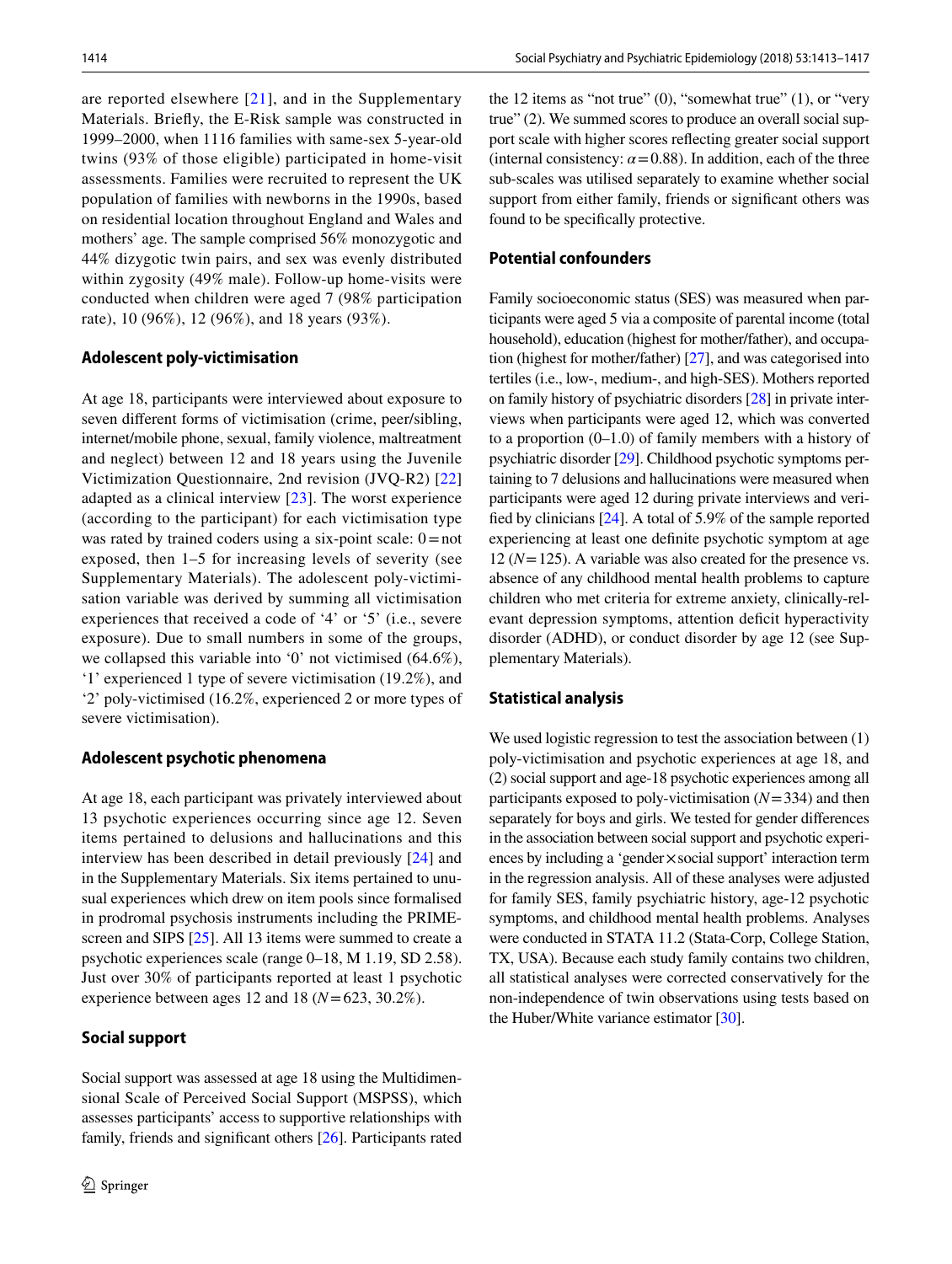are reported elsewhere [21], and in the Supplementary Materials. Briefly, the E-Risk sample was constructed in 1999–2000, when 1116 families with same-sex 5-year-old twins (93% of those eligible) participated in home-visit assessments. Families were recruited to represent the UK population of families with newborns in the 1990s, based on residential location throughout England and Wales and mothers' age. The sample comprised 56% monozygotic and 44% dizygotic twin pairs, and sex was evenly distributed within zygosity (49% male). Follow-up home-visits were conducted when children were aged 7 (98% participation rate), 10 (96%), 12 (96%), and 18 years (93%).

### Adolescent poly-victimisation

At age 18, participants were interviewed about exposure to seven different forms of victimisation (crime, peer/sibling, internet/mobile phone, sexual, family violence, maltreatment and neglect) between 12 and 18 years using the Juvenile Victimization Questionnaire, 2nd revision (JVQ-R2) [22] adapted as a clinical interview [23]. The worst experience (according to the participant) for each victimisation type was rated by trained coders using a six-point scale: 0 = not exposed, then 1–5 for increasing levels of severity (see Supplementary Materials). The adolescent poly-victimisation variable was derived by summing all victimisation experiences that received a code of '4' or '5' (i.e., severe exposure). Due to small numbers in some of the groups, we collapsed this variable into '0' not victimised (64.6%), '1' experienced 1 type of severe victimisation (19.2%), and '2' poly-victimised (16.2%, experienced 2 or more types of severe victimisation).

### Adolescent psychotic phenomena

At age 18, each participant was privately interviewed about 13 psychotic experiences occurring since age 12. Seven items pertained to delusions and hallucinations and this interview has been described in detail previously [24] and in the Supplementary Materials. Six items pertained to unusual experiences which drew on item pools since formalised in prodromal psychosis instruments including the PRIME-screen and SIPS [25]. All 13 items were summed to create a psychotic experiences scale (range 0–18, M 1.19, SD 2.58). Just over 30% of participants reported at least 1 psychotic experience between ages 12 and 18 ($N = 623$, 30.2%).

### Social support

Social support was assessed at age 18 using the Multidimensional Scale of Perceived Social Support (MSPSS), which assesses participants' access to supportive relationships with family, friends and significant others [26]. Participants rated the 12 items as "not true" (0), "somewhat true" (1), or "very true" (2). We summed scores to produce an overall social support scale with higher scores reflecting greater social support (internal consistency: $\alpha = 0.88$). In addition, each of the three sub-scales was utilised separately to examine whether social support from either family, friends or significant others was found to be specifically protective.

### Potential confounders

Family socioeconomic status (SES) was measured when participants were aged 5 via a composite of parental income (total household), education (highest for mother/father), and occupation (highest for mother/father) [27], and was categorised into tertiles (i.e., low-, medium-, and high-SES). Mothers reported on family history of psychiatric disorders [28] in private interviews when participants were aged 12, which was converted to a proportion (0–1.0) of family members with a history of psychiatric disorder [29]. Childhood psychotic symptoms pertaining to 7 delusions and hallucinations were measured when participants were aged 12 during private interviews and verified by clinicians [24]. A total of 5.9% of the sample reported experiencing at least one definite psychotic symptom at age 12 ($N = 125$). A variable was also created for the presence vs. absence of any childhood mental health problems to capture children who met criteria for extreme anxiety, clinically-relevant depression symptoms, attention deficit hyperactivity disorder (ADHD), or conduct disorder by age 12 (see Supplementary Materials).

### Statistical analysis

We used logistic regression to test the association between (1) poly-victimisation and psychotic experiences at age 18, and (2) social support and age-18 psychotic experiences among all participants exposed to poly-victimisation ($N = 334$) and then separately for boys and girls. We tested for gender differences in the association between social support and psychotic experiences by including a 'gender × social support' interaction term in the regression analysis. All of these analyses were adjusted for family SES, family psychiatric history, age-12 psychotic symptoms, and childhood mental health problems. Analyses were conducted in STATA 11.2 (Stata-Corp, College Station, TX, USA). Because each study family contains two children, all statistical analyses were corrected conservatively for the non-independence of twin observations using tests based on the Huber/White variance estimator [30].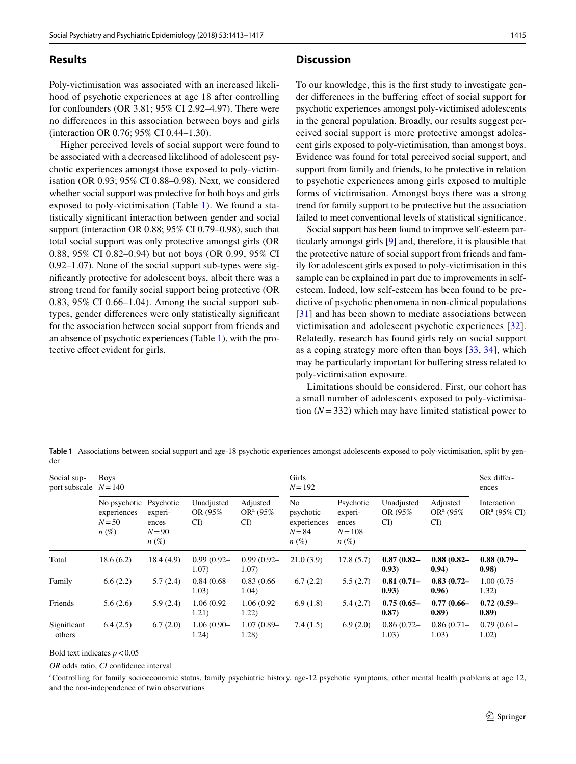## Results

Poly-victimisation was associated with an increased likelihood of psychotic experiences at age 18 after controlling for confounders (OR 3.81; 95% CI 2.92–4.97). There were no differences in this association between boys and girls (interaction OR 0.76; 95% CI 0.44–1.30).

Higher perceived levels of social support were found to be associated with a decreased likelihood of adolescent psychotic experiences amongst those exposed to poly-victimisation (OR 0.93; 95% CI 0.88–0.98). Next, we considered whether social support was protective for both boys and girls exposed to poly-victimisation (Table 1). We found a statistically significant interaction between gender and social support (interaction OR 0.88; 95% CI 0.79–0.98), such that total social support was only protective amongst girls (OR 0.88, 95% CI 0.82–0.94) but not boys (OR 0.99, 95% CI 0.92–1.07). None of the social support sub-types were significantly protective for adolescent boys, albeit there was a strong trend for family social support being protective (OR 0.83, 95% CI 0.66–1.04). Among the social support sub-types, gender differences were only statistically significant for the association between social support from friends and an absence of psychotic experiences (Table 1), with the protective effect evident for girls.

## Discussion

To our knowledge, this is the first study to investigate gender differences in the buffering effect of social support for psychotic experiences amongst poly-victimised adolescents in the general population. Broadly, our results suggest perceived social support is more protective amongst adolescent girls exposed to poly-victimisation, than amongst boys. Evidence was found for total perceived social support, and support from family and friends, to be protective in relation to psychotic experiences among girls exposed to multiple forms of victimisation. Amongst boys there was a strong trend for family support to be protective but the association failed to meet conventional levels of statistical significance.

Social support has been found to improve self-esteem particularly amongst girls [9] and, therefore, it is plausible that the protective nature of social support from friends and family for adolescent girls exposed to poly-victimisation in this sample can be explained in part due to improvements in self-esteem. Indeed, low self-esteem has been found to be predictive of psychotic phenomena in non-clinical populations [31] and has been shown to mediate associations between victimisation and adolescent psychotic experiences [32]. Relatedly, research has found girls rely on social support as a coping strategy more often than boys [33, 34], which may be particularly important for buffering stress related to poly-victimisation exposure.

Limitations should be considered. First, our cohort has a small number of adolescents exposed to poly-victimisation ($N = 332$) which may have limited statistical power to

**Table 1** Associations between social support and age-18 psychotic experiences amongst adolescents exposed to poly-victimisation, split by gender

| Social support subscale | Boys $N = 140$ | | | | Girls $N = 192$ | | | | Sex differences |
|---|---|---|---|---|---|---|---|---|---|
| | No psychotic experiences $N = 50$ $n$ (%) | Psychotic experiences $N = 90$ $n$ (%) | Unadjusted OR (95% CI) | Adjusted OR[a] (95% CI) | No psychotic experiences $N = 84$ $n$ (%) | Psychotic experiences $N = 108$ $n$ (%) | Unadjusted OR (95% CI) | Adjusted OR[a] (95% CI) | Interaction OR[a] (95% CI) |
| Total | 18.6 (6.2) | 18.4 (4.9) | 0.99 (0.92–1.07) | 0.99 (0.92–1.07) | 21.0 (3.9) | 17.8 (5.7) | **0.87 (0.82–0.93)** | **0.88 (0.82–0.94)** | **0.88 (0.79–0.98)** |
| Family | 6.6 (2.2) | 5.7 (2.4) | 0.84 (0.68–1.03) | 0.83 (0.66–1.04) | 6.7 (2.2) | 5.5 (2.7) | **0.81 (0.71–0.93)** | **0.83 (0.72–0.96)** | 1.00 (0.75–1.32) |
| Friends | 5.6 (2.6) | 5.9 (2.4) | 1.06 (0.92–1.21) | 1.06 (0.92–1.22) | 6.9 (1.8) | 5.4 (2.7) | **0.75 (0.65–0.87)** | **0.77 (0.66–0.89)** | **0.72 (0.59–0.89)** |
| Significant others | 6.4 (2.5) | 6.7 (2.0) | 1.06 (0.90–1.24) | 1.07 (0.89–1.28) | 7.4 (1.5) | 6.9 (2.0) | 0.86 (0.72–1.03) | 0.86 (0.71–1.03) | 0.79 (0.61–1.02) |

Bold text indicates $p < 0.05$

*OR* odds ratio, *CI* confidence interval

[a]Controlling for family socioeconomic status, family psychiatric history, age-12 psychotic symptoms, other mental health problems at age 12, and the non-independence of twin observations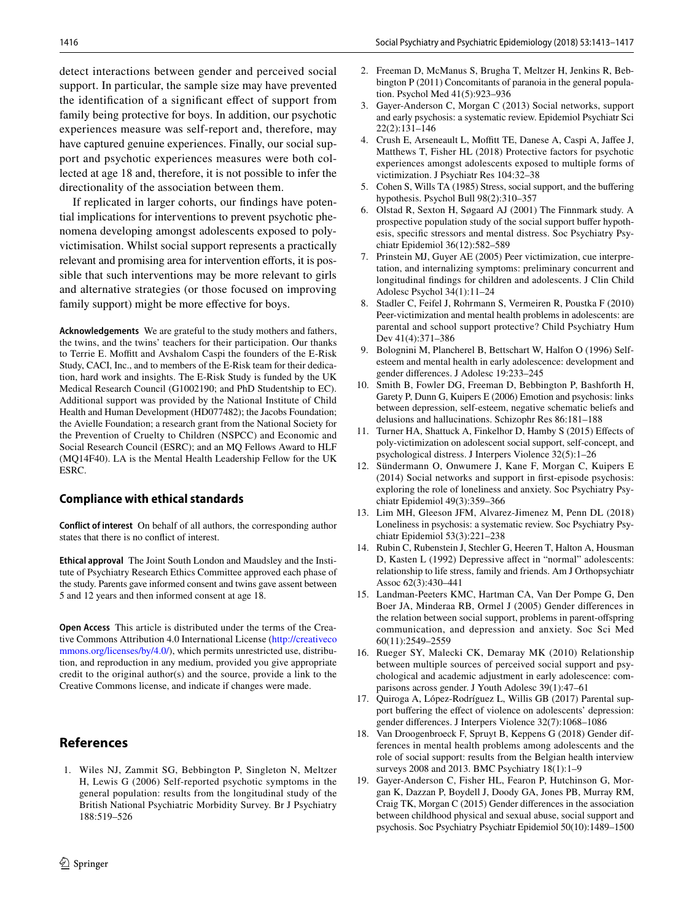detect interactions between gender and perceived social support. In particular, the sample size may have prevented the identification of a significant effect of support from family being protective for boys. In addition, our psychotic experiences measure was self-report and, therefore, may have captured genuine experiences. Finally, our social support and psychotic experiences measures were both collected at age 18 and, therefore, it is not possible to infer the directionality of the association between them.

If replicated in larger cohorts, our findings have potential implications for interventions to prevent psychotic phenomena developing amongst adolescents exposed to polyvictimisation. Whilst social support represents a practically relevant and promising area for intervention efforts, it is possible that such interventions may be more relevant to girls and alternative strategies (or those focused on improving family support) might be more effective for boys.

**Acknowledgements** We are grateful to the study mothers and fathers, the twins, and the twins' teachers for their participation. Our thanks to Terrie E. Moffitt and Avshalom Caspi the founders of the E-Risk Study, CACI, Inc., and to members of the E-Risk team for their dedication, hard work and insights. The E-Risk Study is funded by the UK Medical Research Council (G1002190; and PhD Studentship to EC). Additional support was provided by the National Institute of Child Health and Human Development (HD077482); the Jacobs Foundation; the Avielle Foundation; a research grant from the National Society for the Prevention of Cruelty to Children (NSPCC) and Economic and Social Research Council (ESRC); and an MQ Fellows Award to HLF (MQ14F40). LA is the Mental Health Leadership Fellow for the UK ESRC.

## Compliance with ethical standards

**Conflict of interest** On behalf of all authors, the corresponding author states that there is no conflict of interest.

**Ethical approval** The Joint South London and Maudsley and the Institute of Psychiatry Research Ethics Committee approved each phase of the study. Parents gave informed consent and twins gave assent between 5 and 12 years and then informed consent at age 18.

**Open Access** This article is distributed under the terms of the Creative Commons Attribution 4.0 International License (http://creativecommons.org/licenses/by/4.0/), which permits unrestricted use, distribution, and reproduction in any medium, provided you give appropriate credit to the original author(s) and the source, provide a link to the Creative Commons license, and indicate if changes were made.

## References

1. Wiles NJ, Zammit SG, Bebbington P, Singleton N, Meltzer H, Lewis G (2006) Self-reported psychotic symptoms in the general population: results from the longitudinal study of the British National Psychiatric Morbidity Survey. Br J Psychiatry 188:519–526
2. Freeman D, McManus S, Brugha T, Meltzer H, Jenkins R, Bebbington P (2011) Concomitants of paranoia in the general population. Psychol Med 41(5):923–936
3. Gayer-Anderson C, Morgan C (2013) Social networks, support and early psychosis: a systematic review. Epidemiol Psychiatr Sci 22(2):131–146
4. Crush E, Arseneault L, Moffitt TE, Danese A, Caspi A, Jaffee J, Matthews T, Fisher HL (2018) Protective factors for psychotic experiences amongst adolescents exposed to multiple forms of victimization. J Psychiatr Res 104:32–38
5. Cohen S, Wills TA (1985) Stress, social support, and the buffering hypothesis. Psychol Bull 98(2):310–357
6. Olstad R, Sexton H, Søgaard AJ (2001) The Finnmark study. A prospective population study of the social support buffer hypothesis, specific stressors and mental distress. Soc Psychiatry Psychiatr Epidemiol 36(12):582–589
7. Prinstein MJ, Guyer AE (2005) Peer victimization, cue interpretation, and internalizing symptoms: preliminary concurrent and longitudinal findings for children and adolescents. J Clin Child Adolesc Psychol 34(1):11–24
8. Stadler C, Feifel J, Rohrmann S, Vermeiren R, Poustka F (2010) Peer-victimization and mental health problems in adolescents: are parental and school support protective? Child Psychiatry Hum Dev 41(4):371–386
9. Bolognini M, Plancherel B, Bettschart W, Halfon O (1996) Self-esteem and mental health in early adolescence: development and gender differences. J Adolesc 19:233–245
10. Smith B, Fowler DG, Freeman D, Bebbington P, Bashforth H, Garety P, Dunn G, Kuipers E (2006) Emotion and psychosis: links between depression, self-esteem, negative schematic beliefs and delusions and hallucinations. Schizophr Res 86:181–188
11. Turner HA, Shattuck A, Finkelhor D, Hamby S (2015) Effects of poly-victimization on adolescent social support, self-concept, and psychological distress. J Interpers Violence 32(5):1–26
12. Sündermann O, Onwumere J, Kane F, Morgan C, Kuipers E (2014) Social networks and support in first-episode psychosis: exploring the role of loneliness and anxiety. Soc Psychiatry Psychiatr Epidemiol 49(3):359–366
13. Lim MH, Gleeson JFM, Alvarez-Jimenez M, Penn DL (2018) Loneliness in psychosis: a systematic review. Soc Psychiatry Psychiatr Epidemiol 53(3):221–238
14. Rubin C, Rubenstein J, Stechler G, Heeren T, Halton A, Housman D, Kasten L (1992) Depressive affect in "normal" adolescents: relationship to life stress, family and friends. Am J Orthopsychiatr Assoc 62(3):430–441
15. Landman-Peeters KMC, Hartman CA, Van Der Pompe G, Den Boer JA, Minderaa RB, Ormel J (2005) Gender differences in the relation between social support, problems in parent-offspring communication, and depression and anxiety. Soc Sci Med 60(11):2549–2559
16. Rueger SY, Malecki CK, Demaray MK (2010) Relationship between multiple sources of perceived social support and psychological and academic adjustment in early adolescence: comparisons across gender. J Youth Adolesc 39(1):47–61
17. Quiroga A, López-Rodríguez L, Willis GB (2017) Parental support buffering the effect of violence on adolescents' depression: gender differences. J Interpers Violence 32(7):1068–1086
18. Van Droogenbroeck F, Spruyt B, Keppens G (2018) Gender differences in mental health problems among adolescents and the role of social support: results from the Belgian health interview surveys 2008 and 2013. BMC Psychiatry 18(1):1–9
19. Gayer-Anderson C, Fisher HL, Fearon P, Hutchinson G, Morgan K, Dazzan P, Boydell J, Doody GA, Jones PB, Murray RM, Craig TK, Morgan C (2015) Gender differences in the association between childhood physical and sexual abuse, social support and psychosis. Soc Psychiatry Psychiatr Epidemiol 50(10):1489–1500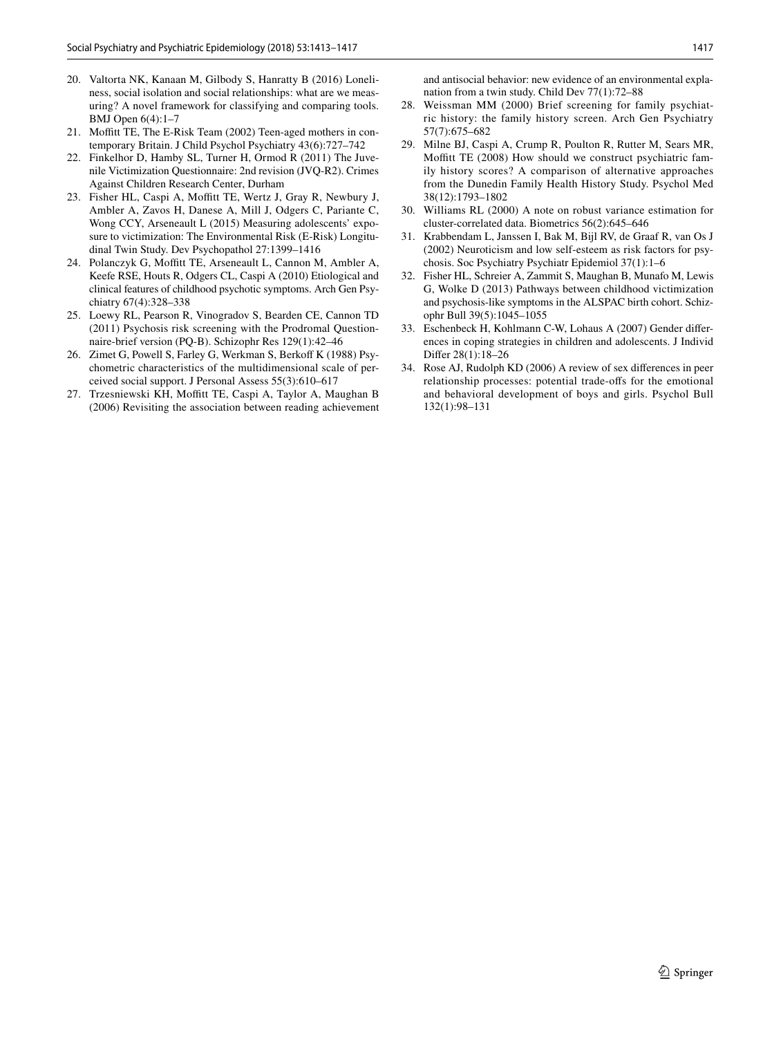20. Valtorta NK, Kanaan M, Gilbody S, Hanratty B (2016) Loneliness, social isolation and social relationships: what are we measuring? A novel framework for classifying and comparing tools. BMJ Open 6(4):1–7
21. Moffitt TE, The E-Risk Team (2002) Teen-aged mothers in contemporary Britain. J Child Psychol Psychiatry 43(6):727–742
22. Finkelhor D, Hamby SL, Turner H, Ormod R (2011) The Juvenile Victimization Questionnaire: 2nd revision (JVQ-R2). Crimes Against Children Research Center, Durham
23. Fisher HL, Caspi A, Moffitt TE, Wertz J, Gray R, Newbury J, Ambler A, Zavos H, Danese A, Mill J, Odgers C, Pariante C, Wong CCY, Arseneault L (2015) Measuring adolescents' exposure to victimization: The Environmental Risk (E-Risk) Longitudinal Twin Study. Dev Psychopathol 27:1399–1416
24. Polanczyk G, Moffitt TE, Arseneault L, Cannon M, Ambler A, Keefe RSE, Houts R, Odgers CL, Caspi A (2010) Etiological and clinical features of childhood psychotic symptoms. Arch Gen Psychiatry 67(4):328–338
25. Loewy RL, Pearson R, Vinogradov S, Bearden CE, Cannon TD (2011) Psychosis risk screening with the Prodromal Questionnaire-brief version (PQ-B). Schizophr Res 129(1):42–46
26. Zimet G, Powell S, Farley G, Werkman S, Berkoff K (1988) Psychometric characteristics of the multidimensional scale of perceived social support. J Personal Assess 55(3):610–617
27. Trzesniewski KH, Moffitt TE, Caspi A, Taylor A, Maughan B (2006) Revisiting the association between reading achievement and antisocial behavior: new evidence of an environmental explanation from a twin study. Child Dev 77(1):72–88
28. Weissman MM (2000) Brief screening for family psychiatric history: the family history screen. Arch Gen Psychiatry 57(7):675–682
29. Milne BJ, Caspi A, Crump R, Poulton R, Rutter M, Sears MR, Moffitt TE (2008) How should we construct psychiatric family history scores? A comparison of alternative approaches from the Dunedin Family Health History Study. Psychol Med 38(12):1793–1802
30. Williams RL (2000) A note on robust variance estimation for cluster-correlated data. Biometrics 56(2):645–646
31. Krabbendam L, Janssen I, Bak M, Bijl RV, de Graaf R, van Os J (2002) Neuroticism and low self-esteem as risk factors for psychosis. Soc Psychiatry Psychiatr Epidemiol 37(1):1–6
32. Fisher HL, Schreier A, Zammit S, Maughan B, Munafo M, Lewis G, Wolke D (2013) Pathways between childhood victimization and psychosis-like symptoms in the ALSPAC birth cohort. Schizophr Bull 39(5):1045–1055
33. Eschenbeck H, Kohlmann C-W, Lohaus A (2007) Gender differences in coping strategies in children and adolescents. J Individ Differ 28(1):18–26
34. Rose AJ, Rudolph KD (2006) A review of sex differences in peer relationship processes: potential trade-offs for the emotional and behavioral development of boys and girls. Psychol Bull 132(1):98–131